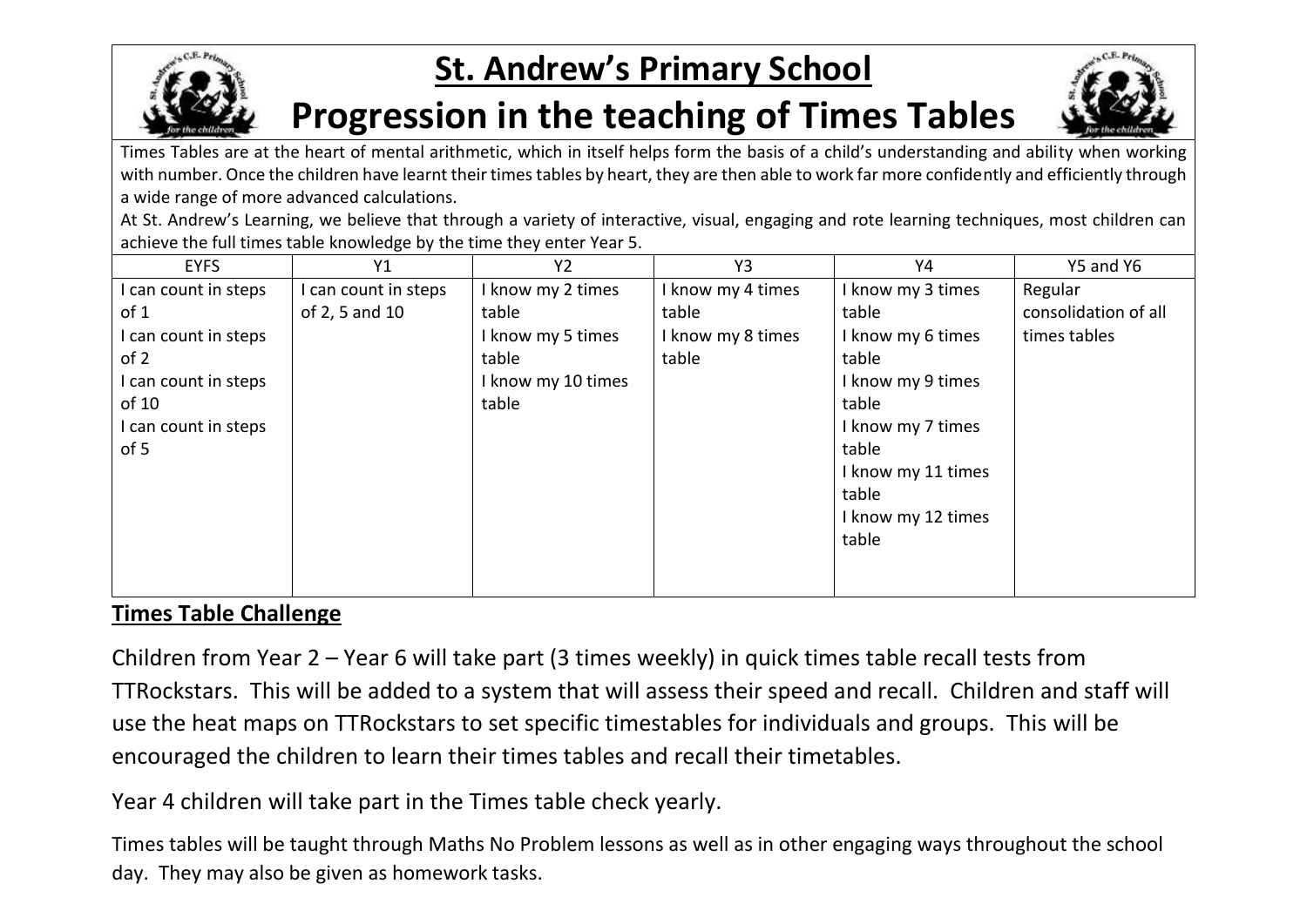# St. Andrew's Primary School

# Progression in the teaching of Times Tables

Times Tables are at the heart of mental arithmetic, which in itself helps form the basis of a child's understanding and ability when working with number. Once the children have learnt their times tables by heart, they are then able to work far more confidently and efficiently through a wide range of more advanced calculations.

At St. Andrew's Learning, we believe that through a variety of interactive, visual, engaging and rote learning techniques, most children can achieve the full times table knowledge by the time they enter Year 5.

| EYFS | Y1 | Y2 | Y3 | Y4 | Y5 and Y6 |
|---|---|---|---|---|---|
| I can count in steps of 1<br>I can count in steps of 2<br>I can count in steps of 10<br>I can count in steps of 5 | I can count in steps of 2, 5 and 10 | I know my 2 times table<br>I know my 5 times table<br>I know my 10 times table | I know my 4 times table<br>I know my 8 times table | I know my 3 times table<br>I know my 6 times table<br>I know my 9 times table<br>I know my 7 times table<br>I know my 11 times table<br>I know my 12 times table | Regular consolidation of all times tables |

**Times Table Challenge**

Children from Year 2 – Year 6 will take part (3 times weekly) in quick times table recall tests from TTRockstars. This will be added to a system that will assess their speed and recall. Children and staff will use the heat maps on TTRockstars to set specific timestables for individuals and groups. This will be encouraged the children to learn their times tables and recall their timetables.

Year 4 children will take part in the Times table check yearly.

Times tables will be taught through Maths No Problem lessons as well as in other engaging ways throughout the school day. They may also be given as homework tasks.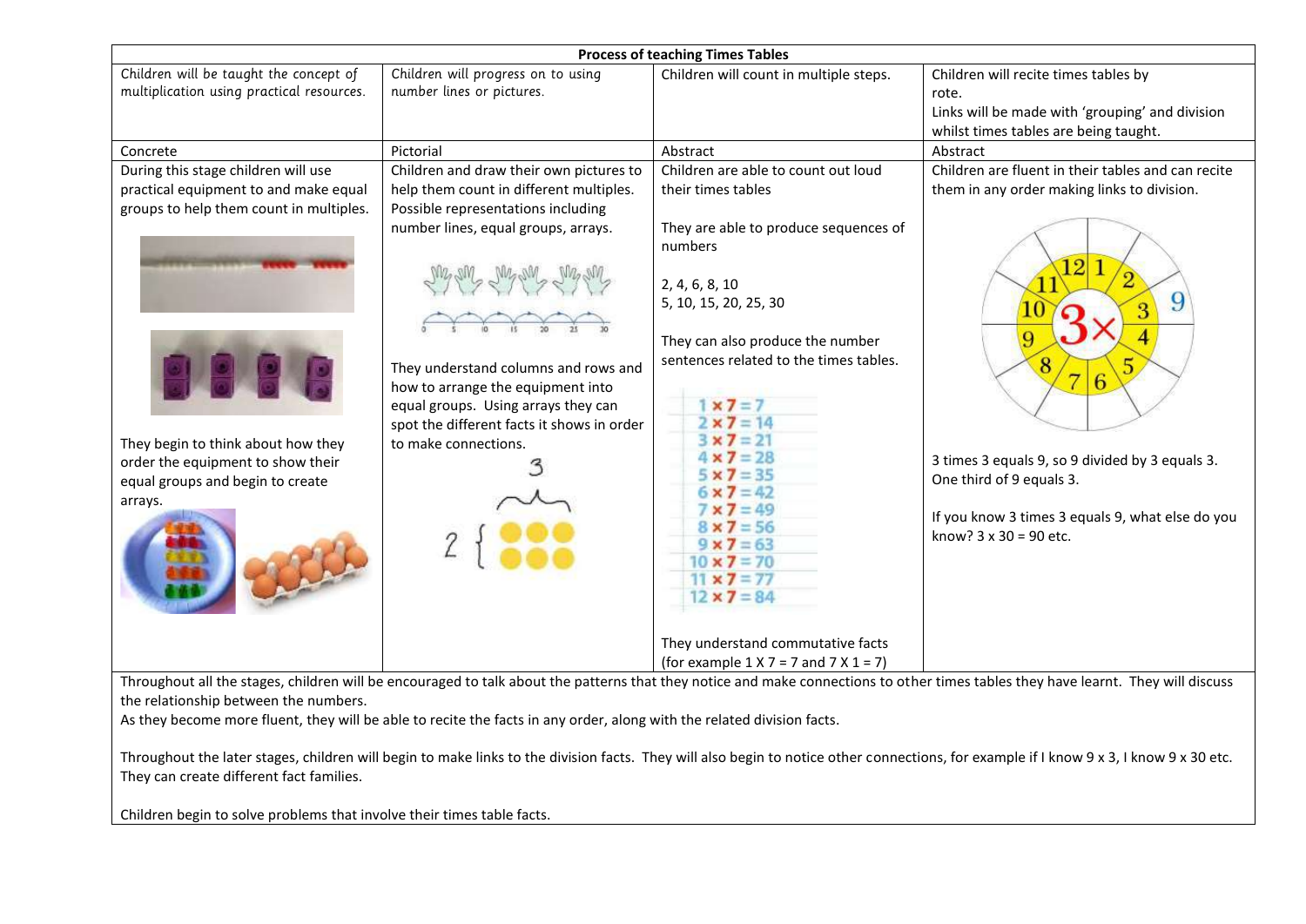| Process of teaching Times Tables | | | |
|---|---|---|---|
| *Children will be taught the concept of multiplication using practical resources.* | *Children will progress on to using number lines or pictures.* | Children will count in multiple steps. | Children will recite times tables by rote. Links will be made with 'grouping' and division whilst times tables are being taught. |
| Concrete | Pictorial | Abstract | Abstract |
| During this stage children will use practical equipment to and make equal groups to help them count in multiples. They begin to think about how they order the equipment to show their equal groups and begin to create arrays. | Children and draw their own pictures to help them count in different multiples. Possible representations including number lines, equal groups, arrays. 0 5 10 15 20 25 30 They understand columns and rows and how to arrange the equipment into equal groups. Using arrays they can spot the different facts it shows in order to make connections. 3 2 | Children are able to count out loud their times tables<br><br>They are able to produce sequences of numbers<br><br>2, 4, 6, 8, 10<br>5, 10, 15, 20, 25, 30<br><br>They can also produce the number sentences related to the times tables.<br><br>1 × 7 = 7<br>2 × 7 = 14<br>3 × 7 = 21<br>4 × 7 = 28<br>5 × 7 = 35<br>6 × 7 = 42<br>7 × 7 = 49<br>8 × 7 = 56<br>9 × 7 = 63<br>10 × 7 = 70<br>11 × 7 = 77<br>12 × 7 = 84<br><br>They understand commutative facts (for example 1 X 7 = 7 and 7 X 1 = 7) | Children are fluent in their tables and can recite them in any order making links to division.<br><br>3× 12 1 2 3 4 5 6 7 8 9 10 11 9<br><br>3 times 3 equals 9, so 9 divided by 3 equals 3. One third of 9 equals 3.<br><br>If you know 3 times 3 equals 9, what else do you know? 3 x 30 = 90 etc. |

Throughout all the stages, children will be encouraged to talk about the patterns that they notice and make connections to other times tables they have learnt. They will discuss the relationship between the numbers.

As they become more fluent, they will be able to recite the facts in any order, along with the related division facts.

Throughout the later stages, children will begin to make links to the division facts. They will also begin to notice other connections, for example if I know 9 x 3, I know 9 x 30 etc. They can create different fact families.

Children begin to solve problems that involve their times table facts.